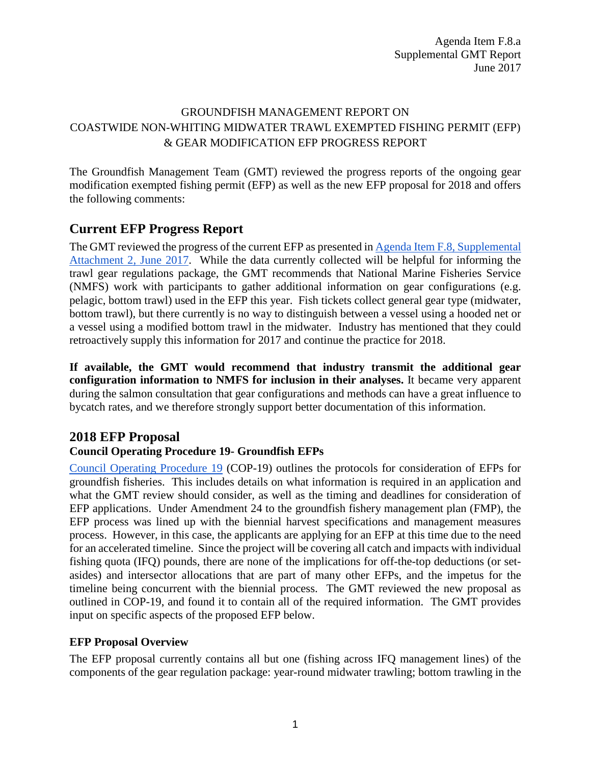Agenda Item F.8.a
Supplemental GMT Report
June 2017

GROUNDFISH MANAGEMENT REPORT ON
COASTWIDE NON-WHITING MIDWATER TRAWL EXEMPTED FISHING PERMIT (EFP)
& GEAR MODIFICATION EFP PROGRESS REPORT

The Groundfish Management Team (GMT) reviewed the progress reports of the ongoing gear modification exempted fishing permit (EFP) as well as the new EFP proposal for 2018 and offers the following comments:

## Current EFP Progress Report

The GMT reviewed the progress of the current EFP as presented in Agenda Item F.8, Supplemental Attachment 2, June 2017. While the data currently collected will be helpful for informing the trawl gear regulations package, the GMT recommends that National Marine Fisheries Service (NMFS) work with participants to gather additional information on gear configurations (e.g. pelagic, bottom trawl) used in the EFP this year. Fish tickets collect general gear type (midwater, bottom trawl), but there currently is no way to distinguish between a vessel using a hooded net or a vessel using a modified bottom trawl in the midwater. Industry has mentioned that they could retroactively supply this information for 2017 and continue the practice for 2018.

**If available, the GMT would recommend that industry transmit the additional gear configuration information to NMFS for inclusion in their analyses.** It became very apparent during the salmon consultation that gear configurations and methods can have a great influence to bycatch rates, and we therefore strongly support better documentation of this information.

## 2018 EFP Proposal

### Council Operating Procedure 19- Groundfish EFPs

Council Operating Procedure 19 (COP-19) outlines the protocols for consideration of EFPs for groundfish fisheries. This includes details on what information is required in an application and what the GMT review should consider, as well as the timing and deadlines for consideration of EFP applications. Under Amendment 24 to the groundfish fishery management plan (FMP), the EFP process was lined up with the biennial harvest specifications and management measures process. However, in this case, the applicants are applying for an EFP at this time due to the need for an accelerated timeline. Since the project will be covering all catch and impacts with individual fishing quota (IFQ) pounds, there are none of the implications for off-the-top deductions (or set-asides) and intersector allocations that are part of many other EFPs, and the impetus for the timeline being concurrent with the biennial process. The GMT reviewed the new proposal as outlined in COP-19, and found it to contain all of the required information. The GMT provides input on specific aspects of the proposed EFP below.

### EFP Proposal Overview

The EFP proposal currently contains all but one (fishing across IFQ management lines) of the components of the gear regulation package: year-round midwater trawling; bottom trawling in the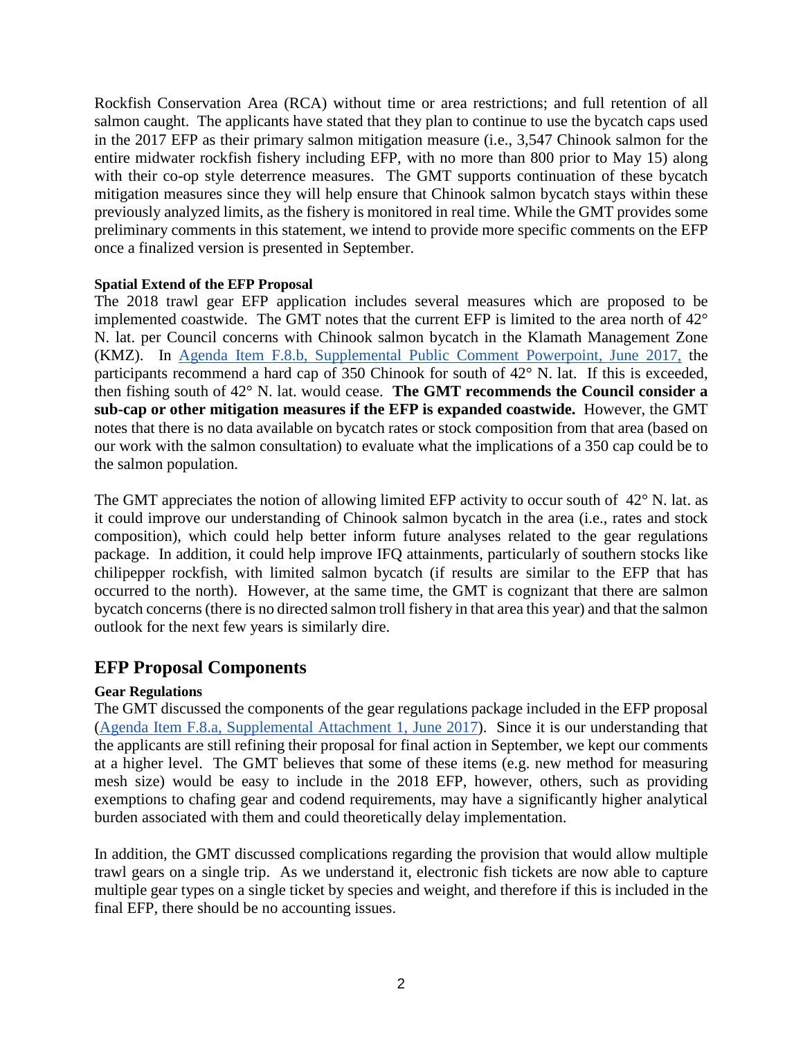Rockfish Conservation Area (RCA) without time or area restrictions; and full retention of all salmon caught. The applicants have stated that they plan to continue to use the bycatch caps used in the 2017 EFP as their primary salmon mitigation measure (i.e., 3,547 Chinook salmon for the entire midwater rockfish fishery including EFP, with no more than 800 prior to May 15) along with their co-op style deterrence measures. The GMT supports continuation of these bycatch mitigation measures since they will help ensure that Chinook salmon bycatch stays within these previously analyzed limits, as the fishery is monitored in real time. While the GMT provides some preliminary comments in this statement, we intend to provide more specific comments on the EFP once a finalized version is presented in September.

#### Spatial Extend of the EFP Proposal

The 2018 trawl gear EFP application includes several measures which are proposed to be implemented coastwide. The GMT notes that the current EFP is limited to the area north of 42° N. lat. per Council concerns with Chinook salmon bycatch in the Klamath Management Zone (KMZ). In [Agenda Item F.8.b, Supplemental Public Comment Powerpoint, June 2017,]() the participants recommend a hard cap of 350 Chinook for south of 42° N. lat. If this is exceeded, then fishing south of 42° N. lat. would cease. **The GMT recommends the Council consider a sub-cap or other mitigation measures if the EFP is expanded coastwide.** However, the GMT notes that there is no data available on bycatch rates or stock composition from that area (based on our work with the salmon consultation) to evaluate what the implications of a 350 cap could be to the salmon population.

The GMT appreciates the notion of allowing limited EFP activity to occur south of 42° N. lat. as it could improve our understanding of Chinook salmon bycatch in the area (i.e., rates and stock composition), which could help better inform future analyses related to the gear regulations package. In addition, it could help improve IFQ attainments, particularly of southern stocks like chilipepper rockfish, with limited salmon bycatch (if results are similar to the EFP that has occurred to the north). However, at the same time, the GMT is cognizant that there are salmon bycatch concerns (there is no directed salmon troll fishery in that area this year) and that the salmon outlook for the next few years is similarly dire.

## EFP Proposal Components

#### Gear Regulations

The GMT discussed the components of the gear regulations package included in the EFP proposal ([Agenda Item F.8.a, Supplemental Attachment 1, June 2017]()). Since it is our understanding that the applicants are still refining their proposal for final action in September, we kept our comments at a higher level. The GMT believes that some of these items (e.g. new method for measuring mesh size) would be easy to include in the 2018 EFP, however, others, such as providing exemptions to chafing gear and codend requirements, may have a significantly higher analytical burden associated with them and could theoretically delay implementation.

In addition, the GMT discussed complications regarding the provision that would allow multiple trawl gears on a single trip. As we understand it, electronic fish tickets are now able to capture multiple gear types on a single ticket by species and weight, and therefore if this is included in the final EFP, there should be no accounting issues.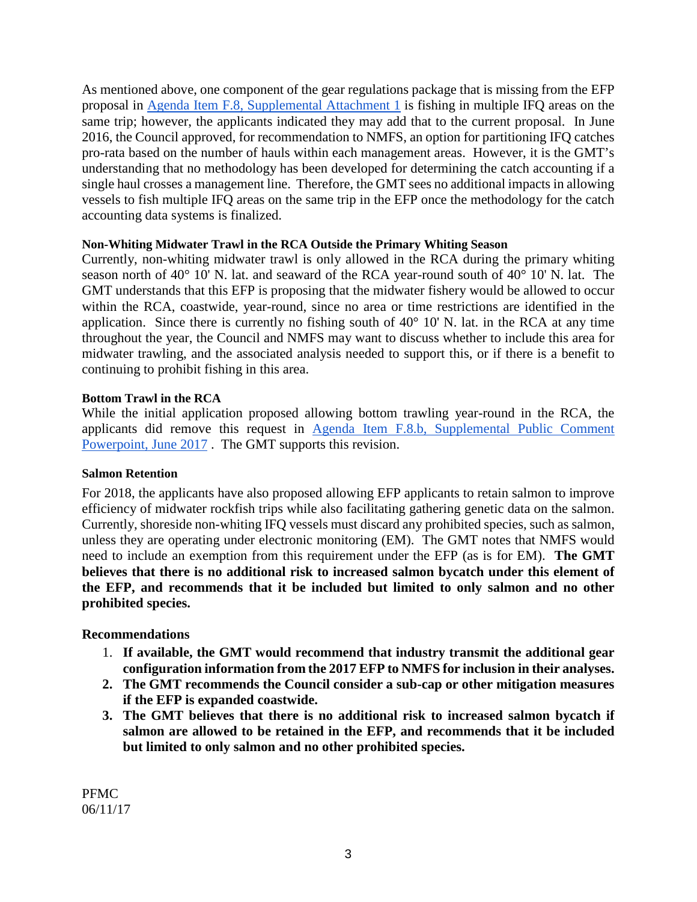As mentioned above, one component of the gear regulations package that is missing from the EFP proposal in [Agenda Item F.8, Supplemental Attachment 1](#) is fishing in multiple IFQ areas on the same trip; however, the applicants indicated they may add that to the current proposal. In June 2016, the Council approved, for recommendation to NMFS, an option for partitioning IFQ catches pro-rata based on the number of hauls within each management areas. However, it is the GMT's understanding that no methodology has been developed for determining the catch accounting if a single haul crosses a management line. Therefore, the GMT sees no additional impacts in allowing vessels to fish multiple IFQ areas on the same trip in the EFP once the methodology for the catch accounting data systems is finalized.

#### Non-Whiting Midwater Trawl in the RCA Outside the Primary Whiting Season

Currently, non-whiting midwater trawl is only allowed in the RCA during the primary whiting season north of 40° 10' N. lat. and seaward of the RCA year-round south of 40° 10' N. lat. The GMT understands that this EFP is proposing that the midwater fishery would be allowed to occur within the RCA, coastwide, year-round, since no area or time restrictions are identified in the application. Since there is currently no fishing south of 40° 10' N. lat. in the RCA at any time throughout the year, the Council and NMFS may want to discuss whether to include this area for midwater trawling, and the associated analysis needed to support this, or if there is a benefit to continuing to prohibit fishing in this area.

#### Bottom Trawl in the RCA

While the initial application proposed allowing bottom trawling year-round in the RCA, the applicants did remove this request in [Agenda Item F.8.b, Supplemental Public Comment Powerpoint, June 2017](#) . The GMT supports this revision.

#### Salmon Retention

For 2018, the applicants have also proposed allowing EFP applicants to retain salmon to improve efficiency of midwater rockfish trips while also facilitating gathering genetic data on the salmon. Currently, shoreside non-whiting IFQ vessels must discard any prohibited species, such as salmon, unless they are operating under electronic monitoring (EM). The GMT notes that NMFS would need to include an exemption from this requirement under the EFP (as is for EM). **The GMT believes that there is no additional risk to increased salmon bycatch under this element of the EFP, and recommends that it be included but limited to only salmon and no other prohibited species.**

### Recommendations

1. **If available, the GMT would recommend that industry transmit the additional gear configuration information from the 2017 EFP to NMFS for inclusion in their analyses.**
2. **The GMT recommends the Council consider a sub-cap or other mitigation measures if the EFP is expanded coastwide.**
3. **The GMT believes that there is no additional risk to increased salmon bycatch if salmon are allowed to be retained in the EFP, and recommends that it be included but limited to only salmon and no other prohibited species.**

PFMC
06/11/17